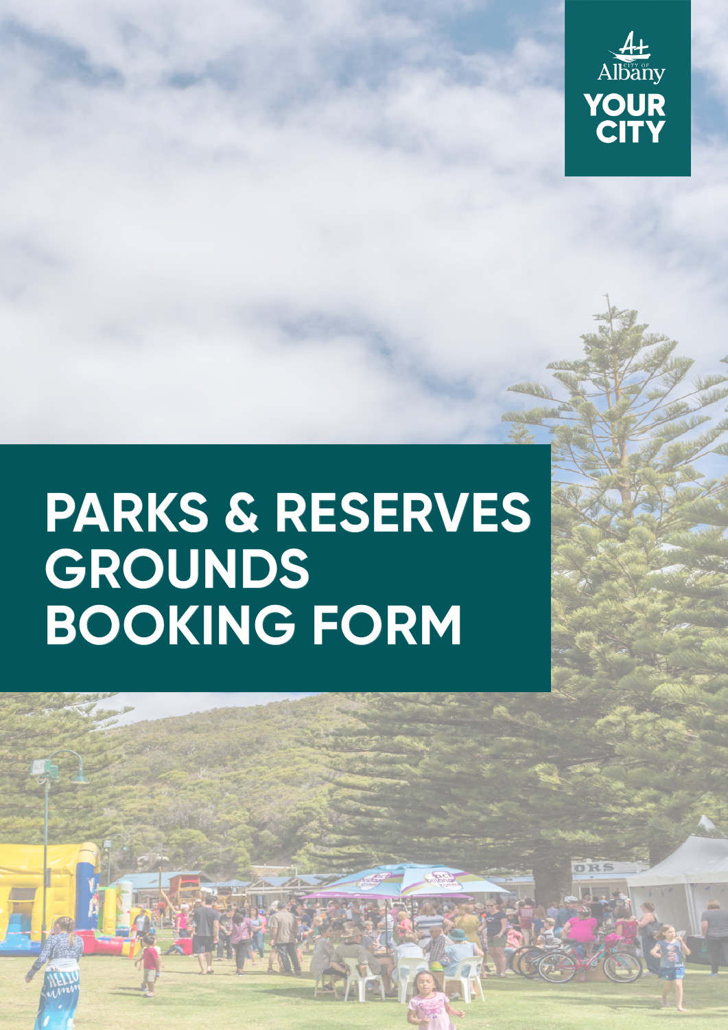City of Albany

YOUR CITY

# PARKS & RESERVES GROUNDS BOOKING FORM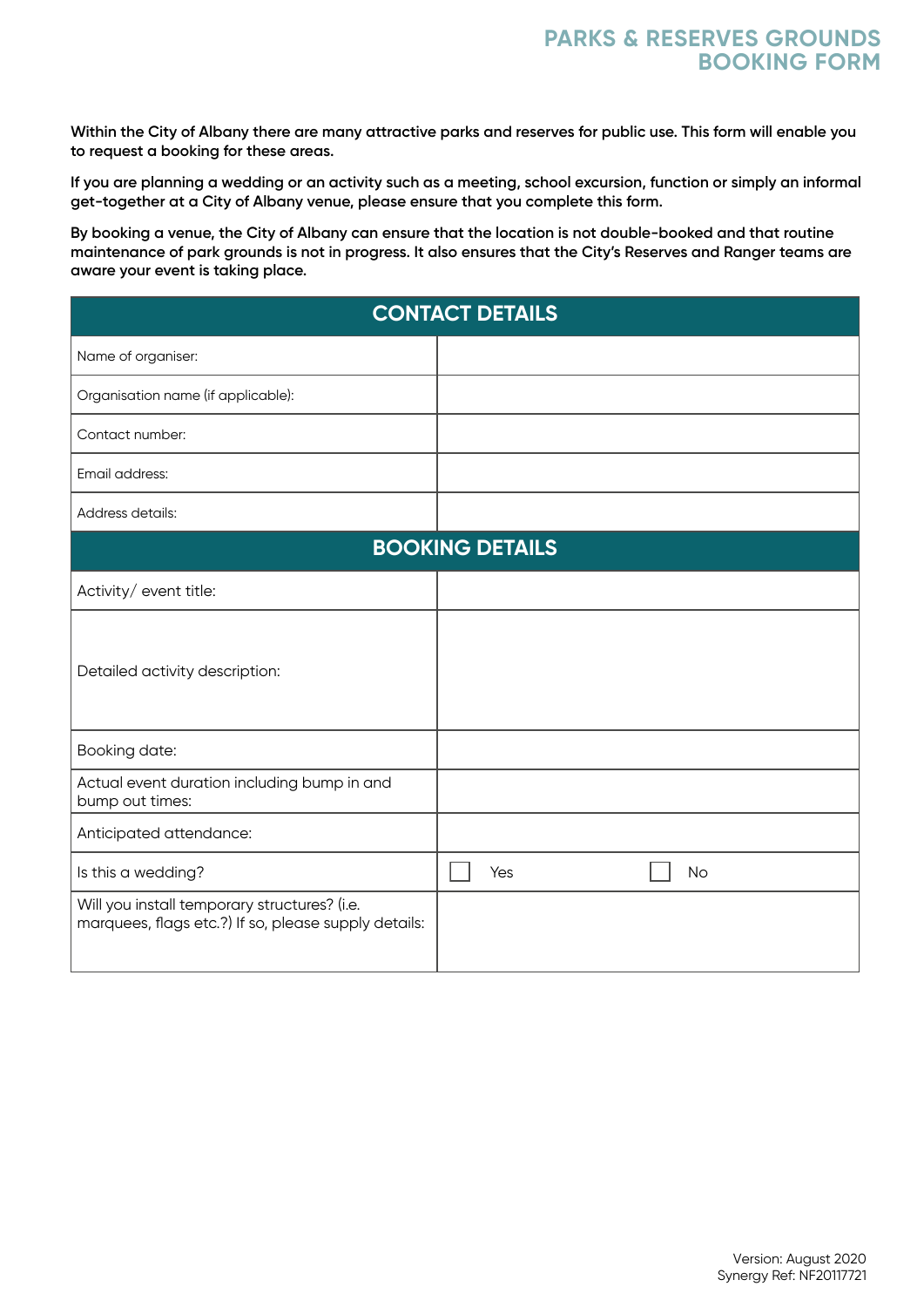# PARKS & RESERVES GROUNDS BOOKING FORM

**Within the City of Albany there are many attractive parks and reserves for public use. This form will enable you to request a booking for these areas.**

**If you are planning a wedding or an activity such as a meeting, school excursion, function or simply an informal get-together at a City of Albany venue, please ensure that you complete this form.**

**By booking a venue, the City of Albany can ensure that the location is not double-booked and that routine maintenance of park grounds is not in progress. It also ensures that the City's Reserves and Ranger teams are aware your event is taking place.**

| CONTACT DETAILS | | |
|---|---|---|
| Name of organiser: | | |
| Organisation name (if applicable): | | |
| Contact number: | | |
| Email address: | | |
| Address details: | | |
| **BOOKING DETAILS** | | |
| Activity/ event title: | | |
| Detailed activity description: | | |
| Booking date: | | |
| Actual event duration including bump in and bump out times: | | |
| Anticipated attendance: | | |
| Is this a wedding? | ☐ Yes | ☐ No |
| Will you install temporary structures? (i.e. marquees, flags etc.?) If so, please supply details: | | |

Version: August 2020
Synergy Ref: NF20117721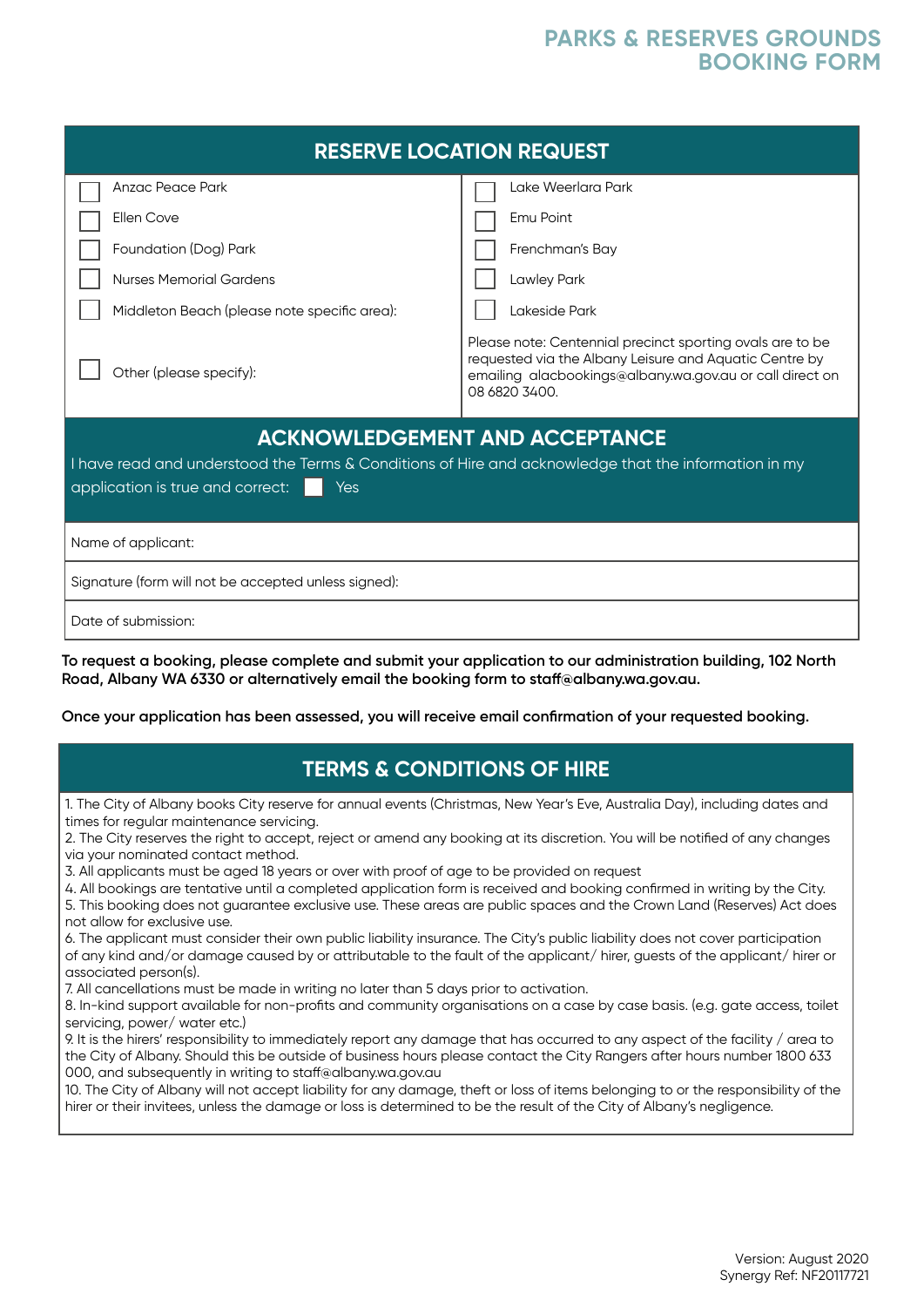# PARKS & RESERVES GROUNDS BOOKING FORM

## RESERVE LOCATION REQUEST

| | |
|---|---|
| ☐ Anzac Peace Park | ☐ Lake Weerlara Park |
| ☐ Ellen Cove | ☐ Emu Point |
| ☐ Foundation (Dog) Park | ☐ Frenchman's Bay |
| ☐ Nurses Memorial Gardens | ☐ Lawley Park |
| ☐ Middleton Beach (please note specific area): | ☐ Lakeside Park |
| ☐ Other (please specify): | Please note: Centennial precinct sporting ovals are to be requested via the Albany Leisure and Aquatic Centre by emailing alacbookings@albany.wa.gov.au or call direct on 08 6820 3400. |

## ACKNOWLEDGEMENT AND ACCEPTANCE

I have read and understood the Terms & Conditions of Hire and acknowledge that the information in my application is true and correct: ☐ Yes

| |
|---|
| Name of applicant: |
| Signature (form will not be accepted unless signed): |
| Date of submission: |

**To request a booking, please complete and submit your application to our administration building, 102 North Road, Albany WA 6330 or alternatively email the booking form to staff@albany.wa.gov.au.**

**Once your application has been assessed, you will receive email confirmation of your requested booking.**

## TERMS & CONDITIONS OF HIRE

1. The City of Albany books City reserve for annual events (Christmas, New Year's Eve, Australia Day), including dates and times for regular maintenance servicing.
2. The City reserves the right to accept, reject or amend any booking at its discretion. You will be notified of any changes via your nominated contact method.
3. All applicants must be aged 18 years or over with proof of age to be provided on request
4. All bookings are tentative until a completed application form is received and booking confirmed in writing by the City.
5. This booking does not guarantee exclusive use. These areas are public spaces and the Crown Land (Reserves) Act does not allow for exclusive use.
6. The applicant must consider their own public liability insurance. The City's public liability does not cover participation of any kind and/or damage caused by or attributable to the fault of the applicant/ hirer, guests of the applicant/ hirer or associated person(s).
7. All cancellations must be made in writing no later than 5 days prior to activation.
8. In-kind support available for non-profits and community organisations on a case by case basis. (e.g. gate access, toilet servicing, power/ water etc.)
9. It is the hirers' responsibility to immediately report any damage that has occurred to any aspect of the facility / area to the City of Albany. Should this be outside of business hours please contact the City Rangers after hours number 1800 633 000, and subsequently in writing to staff@albany.wa.gov.au
10. The City of Albany will not accept liability for any damage, theft or loss of items belonging to or the responsibility of the hirer or their invitees, unless the damage or loss is determined to be the result of the City of Albany's negligence.

Version: August 2020
Synergy Ref: NF20117721